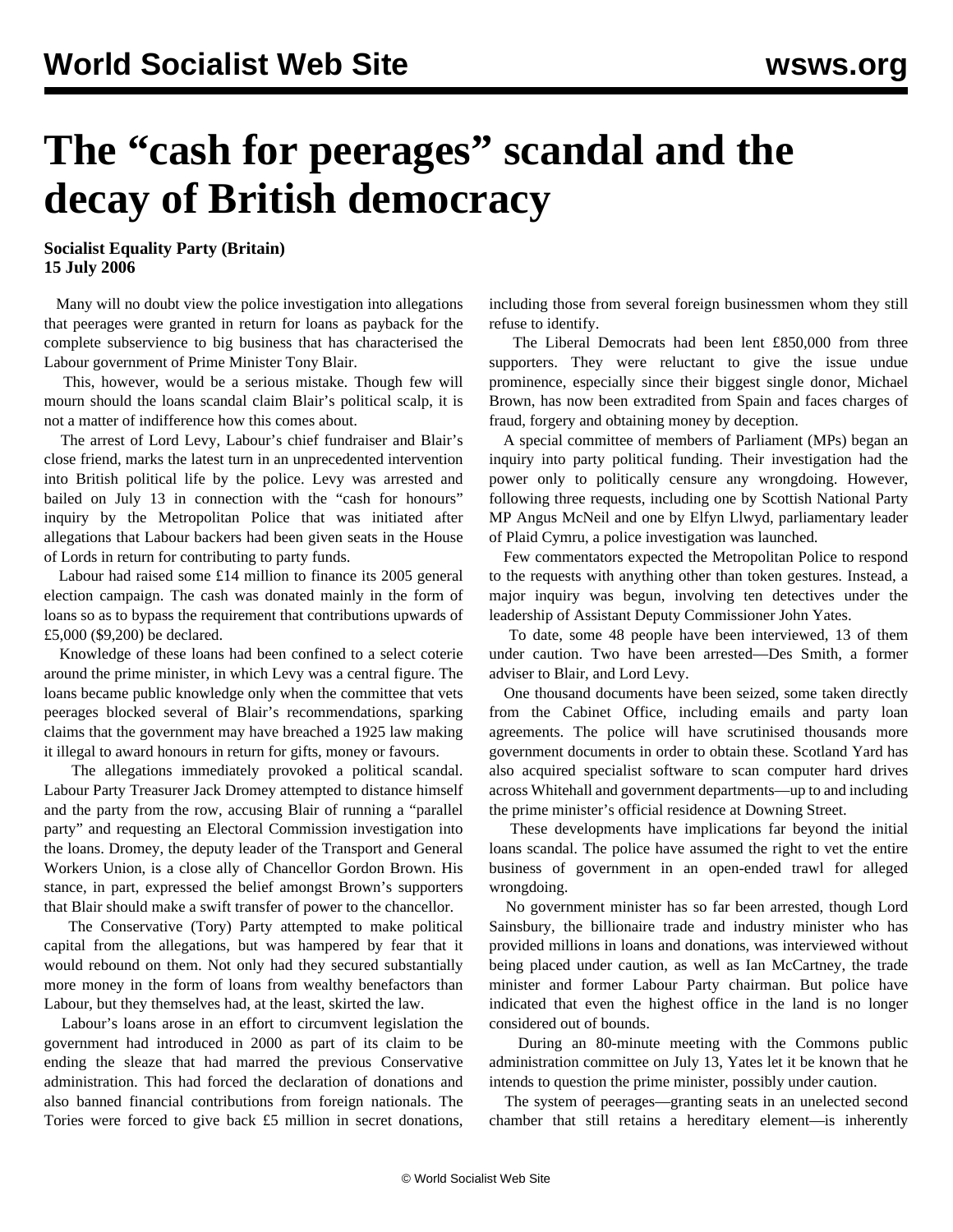# The "cash for peerages" scandal and the decay of British democracy

**Socialist Equality Party (Britain)**
**15 July 2006**

Many will no doubt view the police investigation into allegations that peerages were granted in return for loans as payback for the complete subservience to big business that has characterised the Labour government of Prime Minister Tony Blair.

This, however, would be a serious mistake. Though few will mourn should the loans scandal claim Blair's political scalp, it is not a matter of indifference how this comes about.

The arrest of Lord Levy, Labour's chief fundraiser and Blair's close friend, marks the latest turn in an unprecedented intervention into British political life by the police. Levy was arrested and bailed on July 13 in connection with the "cash for honours" inquiry by the Metropolitan Police that was initiated after allegations that Labour backers had been given seats in the House of Lords in return for contributing to party funds.

Labour had raised some £14 million to finance its 2005 general election campaign. The cash was donated mainly in the form of loans so as to bypass the requirement that contributions upwards of £5,000 ($9,200) be declared.

Knowledge of these loans had been confined to a select coterie around the prime minister, in which Levy was a central figure. The loans became public knowledge only when the committee that vets peerages blocked several of Blair's recommendations, sparking claims that the government may have breached a 1925 law making it illegal to award honours in return for gifts, money or favours.

The allegations immediately provoked a political scandal. Labour Party Treasurer Jack Dromey attempted to distance himself and the party from the row, accusing Blair of running a "parallel party" and requesting an Electoral Commission investigation into the loans. Dromey, the deputy leader of the Transport and General Workers Union, is a close ally of Chancellor Gordon Brown. His stance, in part, expressed the belief amongst Brown's supporters that Blair should make a swift transfer of power to the chancellor.

The Conservative (Tory) Party attempted to make political capital from the allegations, but was hampered by fear that it would rebound on them. Not only had they secured substantially more money in the form of loans from wealthy benefactors than Labour, but they themselves had, at the least, skirted the law.

Labour's loans arose in an effort to circumvent legislation the government had introduced in 2000 as part of its claim to be ending the sleaze that had marred the previous Conservative administration. This had forced the declaration of donations and also banned financial contributions from foreign nationals. The Tories were forced to give back £5 million in secret donations, including those from several foreign businessmen whom they still refuse to identify.

The Liberal Democrats had been lent £850,000 from three supporters. They were reluctant to give the issue undue prominence, especially since their biggest single donor, Michael Brown, has now been extradited from Spain and faces charges of fraud, forgery and obtaining money by deception.

A special committee of members of Parliament (MPs) began an inquiry into party political funding. Their investigation had the power only to politically censure any wrongdoing. However, following three requests, including one by Scottish National Party MP Angus McNeil and one by Elfyn Llwyd, parliamentary leader of Plaid Cymru, a police investigation was launched.

Few commentators expected the Metropolitan Police to respond to the requests with anything other than token gestures. Instead, a major inquiry was begun, involving ten detectives under the leadership of Assistant Deputy Commissioner John Yates.

To date, some 48 people have been interviewed, 13 of them under caution. Two have been arrested—Des Smith, a former adviser to Blair, and Lord Levy.

One thousand documents have been seized, some taken directly from the Cabinet Office, including emails and party loan agreements. The police will have scrutinised thousands more government documents in order to obtain these. Scotland Yard has also acquired specialist software to scan computer hard drives across Whitehall and government departments—up to and including the prime minister's official residence at Downing Street.

These developments have implications far beyond the initial loans scandal. The police have assumed the right to vet the entire business of government in an open-ended trawl for alleged wrongdoing.

No government minister has so far been arrested, though Lord Sainsbury, the billionaire trade and industry minister who has provided millions in loans and donations, was interviewed without being placed under caution, as well as Ian McCartney, the trade minister and former Labour Party chairman. But police have indicated that even the highest office in the land is no longer considered out of bounds.

During an 80-minute meeting with the Commons public administration committee on July 13, Yates let it be known that he intends to question the prime minister, possibly under caution.

The system of peerages—granting seats in an unelected second chamber that still retains a hereditary element—is inherently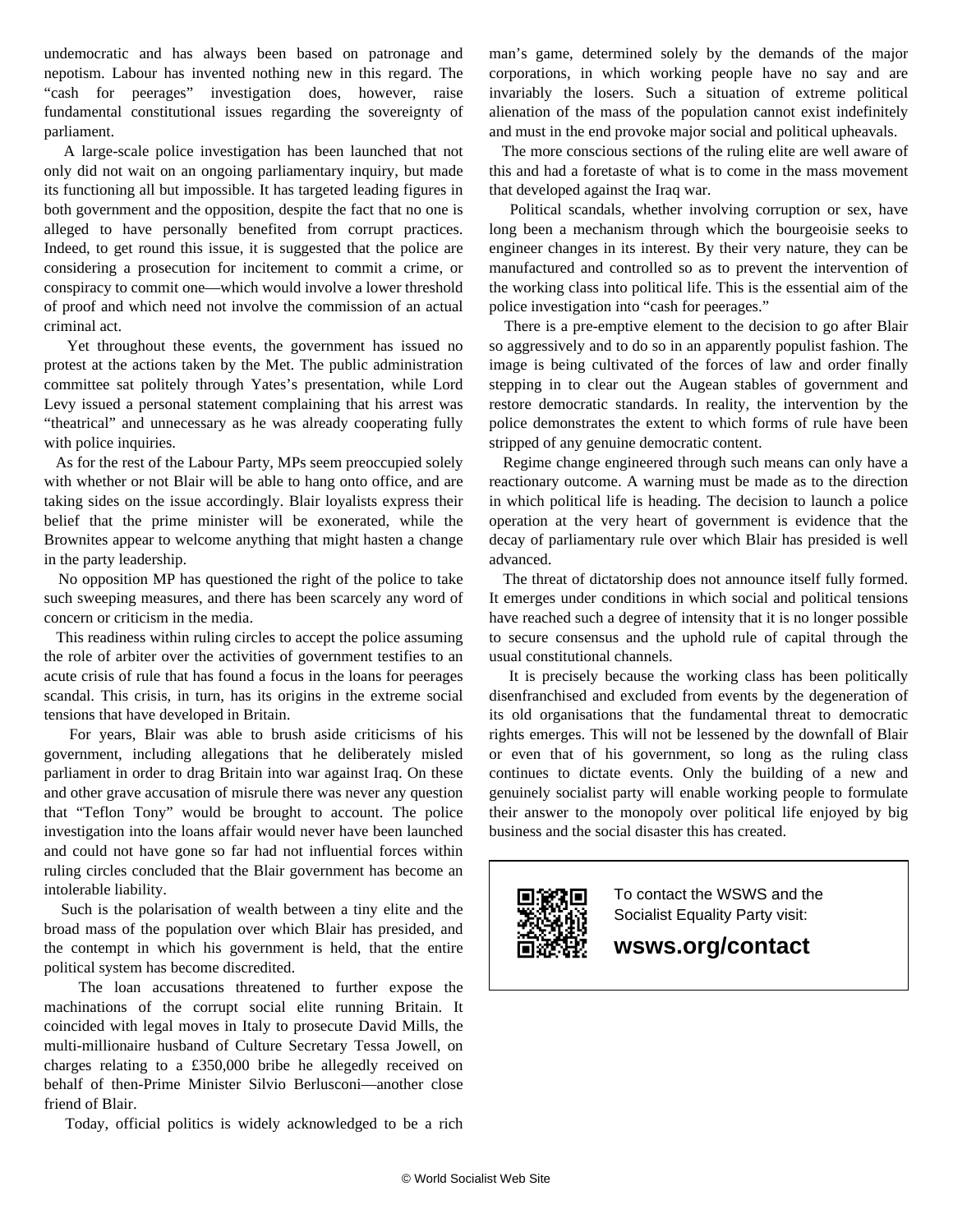undemocratic and has always been based on patronage and nepotism. Labour has invented nothing new in this regard. The "cash for peerages" investigation does, however, raise fundamental constitutional issues regarding the sovereignty of parliament.

A large-scale police investigation has been launched that not only did not wait on an ongoing parliamentary inquiry, but made its functioning all but impossible. It has targeted leading figures in both government and the opposition, despite the fact that no one is alleged to have personally benefited from corrupt practices. Indeed, to get round this issue, it is suggested that the police are considering a prosecution for incitement to commit a crime, or conspiracy to commit one—which would involve a lower threshold of proof and which need not involve the commission of an actual criminal act.

Yet throughout these events, the government has issued no protest at the actions taken by the Met. The public administration committee sat politely through Yates's presentation, while Lord Levy issued a personal statement complaining that his arrest was "theatrical" and unnecessary as he was already cooperating fully with police inquiries.

As for the rest of the Labour Party, MPs seem preoccupied solely with whether or not Blair will be able to hang onto office, and are taking sides on the issue accordingly. Blair loyalists express their belief that the prime minister will be exonerated, while the Brownites appear to welcome anything that might hasten a change in the party leadership.

No opposition MP has questioned the right of the police to take such sweeping measures, and there has been scarcely any word of concern or criticism in the media.

This readiness within ruling circles to accept the police assuming the role of arbiter over the activities of government testifies to an acute crisis of rule that has found a focus in the loans for peerages scandal. This crisis, in turn, has its origins in the extreme social tensions that have developed in Britain.

For years, Blair was able to brush aside criticisms of his government, including allegations that he deliberately misled parliament in order to drag Britain into war against Iraq. On these and other grave accusation of misrule there was never any question that "Teflon Tony" would be brought to account. The police investigation into the loans affair would never have been launched and could not have gone so far had not influential forces within ruling circles concluded that the Blair government has become an intolerable liability.

Such is the polarisation of wealth between a tiny elite and the broad mass of the population over which Blair has presided, and the contempt in which his government is held, that the entire political system has become discredited.

The loan accusations threatened to further expose the machinations of the corrupt social elite running Britain. It coincided with legal moves in Italy to prosecute David Mills, the multi-millionaire husband of Culture Secretary Tessa Jowell, on charges relating to a £350,000 bribe he allegedly received on behalf of then-Prime Minister Silvio Berlusconi—another close friend of Blair.

Today, official politics is widely acknowledged to be a rich man's game, determined solely by the demands of the major corporations, in which working people have no say and are invariably the losers. Such a situation of extreme political alienation of the mass of the population cannot exist indefinitely and must in the end provoke major social and political upheavals.

The more conscious sections of the ruling elite are well aware of this and had a foretaste of what is to come in the mass movement that developed against the Iraq war.

Political scandals, whether involving corruption or sex, have long been a mechanism through which the bourgeoisie seeks to engineer changes in its interest. By their very nature, they can be manufactured and controlled so as to prevent the intervention of the working class into political life. This is the essential aim of the police investigation into "cash for peerages."

There is a pre-emptive element to the decision to go after Blair so aggressively and to do so in an apparently populist fashion. The image is being cultivated of the forces of law and order finally stepping in to clear out the Augean stables of government and restore democratic standards. In reality, the intervention by the police demonstrates the extent to which forms of rule have been stripped of any genuine democratic content.

Regime change engineered through such means can only have a reactionary outcome. A warning must be made as to the direction in which political life is heading. The decision to launch a police operation at the very heart of government is evidence that the decay of parliamentary rule over which Blair has presided is well advanced.

The threat of dictatorship does not announce itself fully formed. It emerges under conditions in which social and political tensions have reached such a degree of intensity that it is no longer possible to secure consensus and the uphold rule of capital through the usual constitutional channels.

It is precisely because the working class has been politically disenfranchised and excluded from events by the degeneration of its old organisations that the fundamental threat to democratic rights emerges. This will not be lessened by the downfall of Blair or even that of his government, so long as the ruling class continues to dictate events. Only the building of a new and genuinely socialist party will enable working people to formulate their answer to the monopoly over political life enjoyed by big business and the social disaster this has created.

To contact the WSWS and the Socialist Equality Party visit:

**wsws.org/contact**